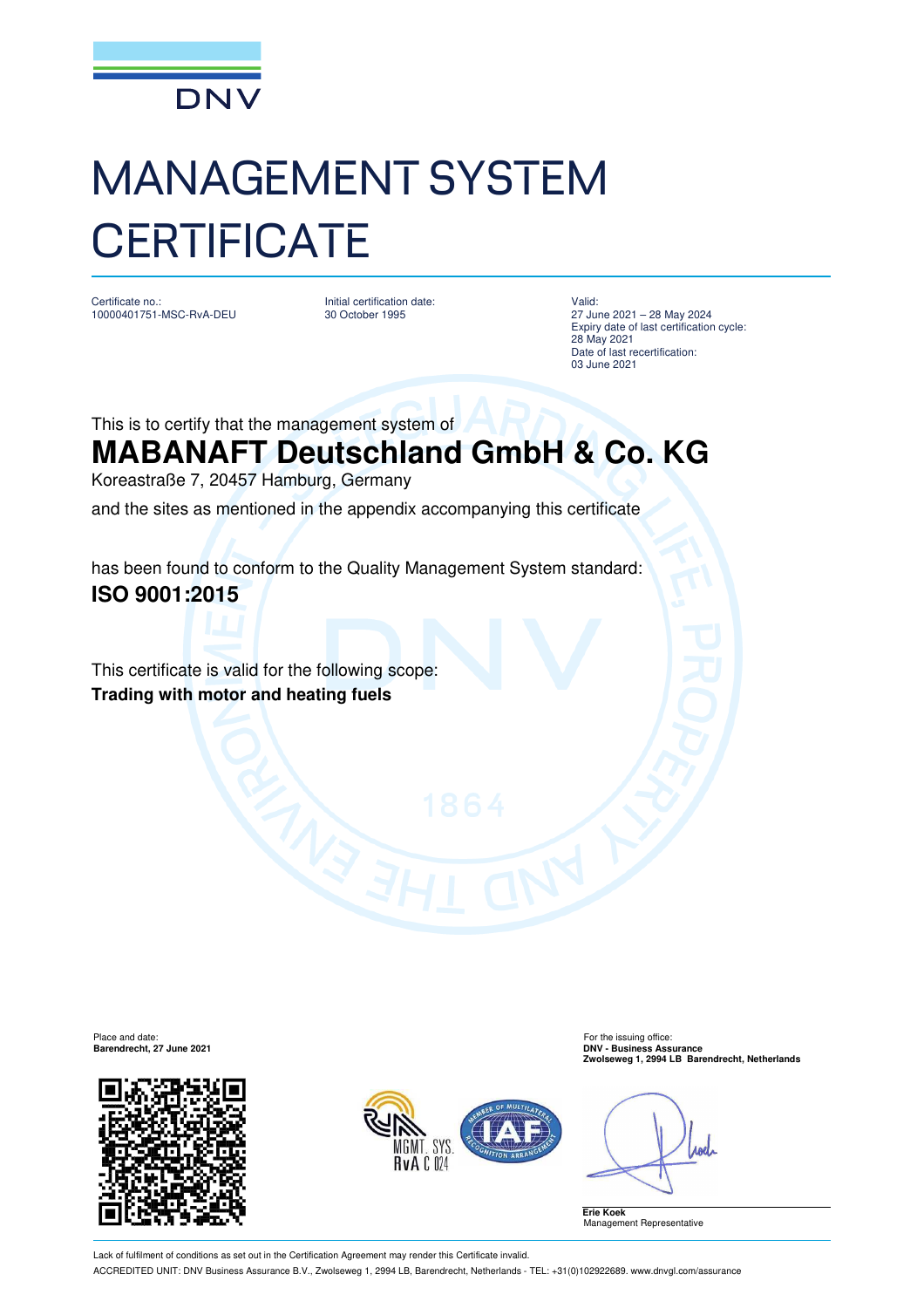DNV

# MANAGEMENT SYSTEM CERTIFICATE

Certificate no.:
10000401751-MSC-RvA-DEU

Initial certification date:
30 October 1995

Valid:
27 June 2021 – 28 May 2024
Expiry date of last certification cycle:
28 May 2021
Date of last recertification:
03 June 2021

This is to certify that the management system of

## MABANAFT Deutschland GmbH & Co. KG

Koreastraße 7, 20457 Hamburg, Germany

and the sites as mentioned in the appendix accompanying this certificate

has been found to conform to the Quality Management System standard:

**ISO 9001:2015**

This certificate is valid for the following scope:

**Trading with motor and heating fuels**

Place and date:
**Barendrecht, 27 June 2021**

For the issuing office:
**DNV - Business Assurance**
**Zwolseweg 1, 2994 LB Barendrecht, Netherlands**

MGMT. SYS.
RvA C 024

**Erie Koek**
Management Representative

Lack of fulfilment of conditions as set out in the Certification Agreement may render this Certificate invalid.

ACCREDITED UNIT: DNV Business Assurance B.V., Zwolseweg 1, 2994 LB, Barendrecht, Netherlands - TEL: +31(0)102922689. www.dnvgl.com/assurance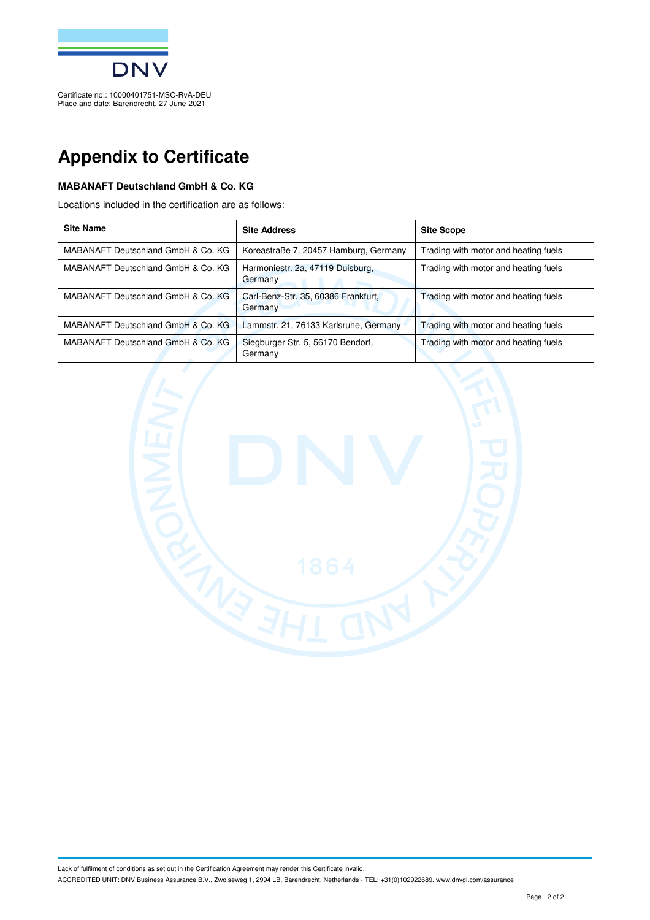Certificate no.: 10000401751-MSC-RvA-DEU
Place and date: Barendrecht, 27 June 2021

# Appendix to Certificate

**MABANAFT Deutschland GmbH & Co. KG**

Locations included in the certification are as follows:

| Site Name | Site Address | Site Scope |
|---|---|---|
| MABANAFT Deutschland GmbH & Co. KG | Koreastraße 7, 20457 Hamburg, Germany | Trading with motor and heating fuels |
| MABANAFT Deutschland GmbH & Co. KG | Harmoniestr. 2a, 47119 Duisburg, Germany | Trading with motor and heating fuels |
| MABANAFT Deutschland GmbH & Co. KG | Carl-Benz-Str. 35, 60386 Frankfurt, Germany | Trading with motor and heating fuels |
| MABANAFT Deutschland GmbH & Co. KG | Lammstr. 21, 76133 Karlsruhe, Germany | Trading with motor and heating fuels |
| MABANAFT Deutschland GmbH & Co. KG | Siegburger Str. 5, 56170 Bendorf, Germany | Trading with motor and heating fuels |

Lack of fulfilment of conditions as set out in the Certification Agreement may render this Certificate invalid.

ACCREDITED UNIT: DNV Business Assurance B.V., Zwolseweg 1, 2994 LB, Barendrecht, Netherlands - TEL: +31(0)102922689. www.dnvgl.com/assurance